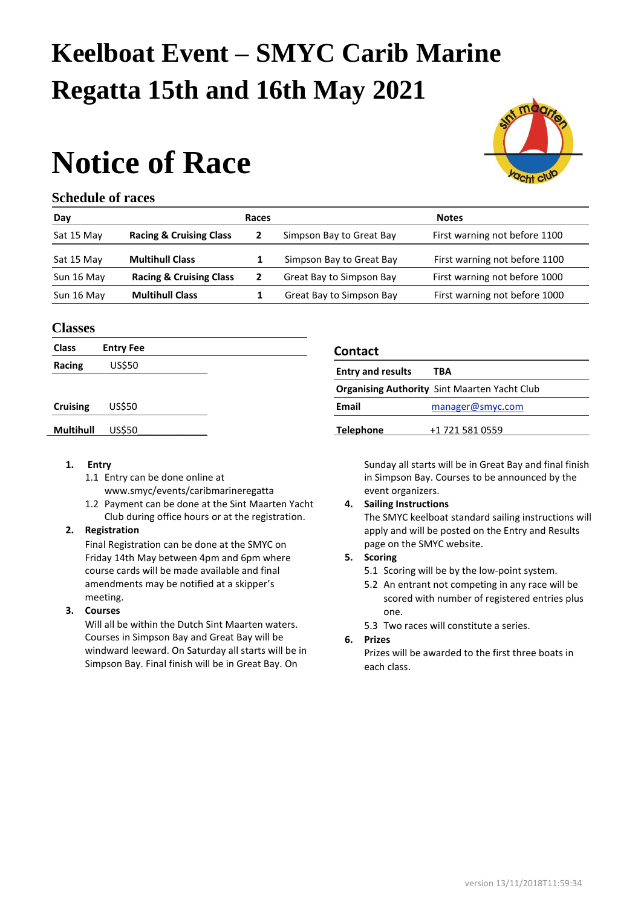# Keelboat Event – SMYC Carib Marine Regatta 15th and 16th May 2021

# Notice of Race

### Schedule of races

| Day | | Races | | Notes |
|---|---|---|---|---|
| Sat 15 May | **Racing & Cruising Class** | **2** | Simpson Bay to Great Bay | First warning not before 1100 |
| Sat 15 May | **Multihull Class** | **1** | Simpson Bay to Great Bay | First warning not before 1100 |
| Sun 16 May | **Racing & Cruising Class** | **2** | Great Bay to Simpson Bay | First warning not before 1000 |
| Sun 16 May | **Multihull Class** | **1** | Great Bay to Simpson Bay | First warning not before 1000 |

### Classes

| Class | Entry Fee |
|---|---|
| **Racing** | US$50 |
| **Cruising** | US$50 |
| **Multihull** | US$50 |

### Contact

| | |
|---|---|
| **Entry and results** | **TBA** |
| **Organising Authority** | Sint Maarten Yacht Club |
| **Email** | manager@smyc.com |
| **Telephone** | +1 721 581 0559 |

1. **Entry**
   1.1 Entry can be done online at www.smyc/events/caribmarineregatta
   1.2 Payment can be done at the Sint Maarten Yacht Club during office hours or at the registration.
2. **Registration**
   Final Registration can be done at the SMYC on Friday 14th May between 4pm and 6pm where course cards will be made available and final amendments may be notified at a skipper's meeting.
3. **Courses**
   Will all be within the Dutch Sint Maarten waters. Courses in Simpson Bay and Great Bay will be windward leeward. On Saturday all starts will be in Simpson Bay. Final finish will be in Great Bay. On Sunday all starts will be in Great Bay and final finish in Simpson Bay. Courses to be announced by the event organizers.
4. **Sailing Instructions**
   The SMYC keelboat standard sailing instructions will apply and will be posted on the Entry and Results page on the SMYC website.
5. **Scoring**
   5.1 Scoring will be by the low-point system.
   5.2 An entrant not competing in any race will be scored with number of registered entries plus one.
   5.3 Two races will constitute a series.
6. **Prizes**
   Prizes will be awarded to the first three boats in each class.

version 13/11/2018T11:59:34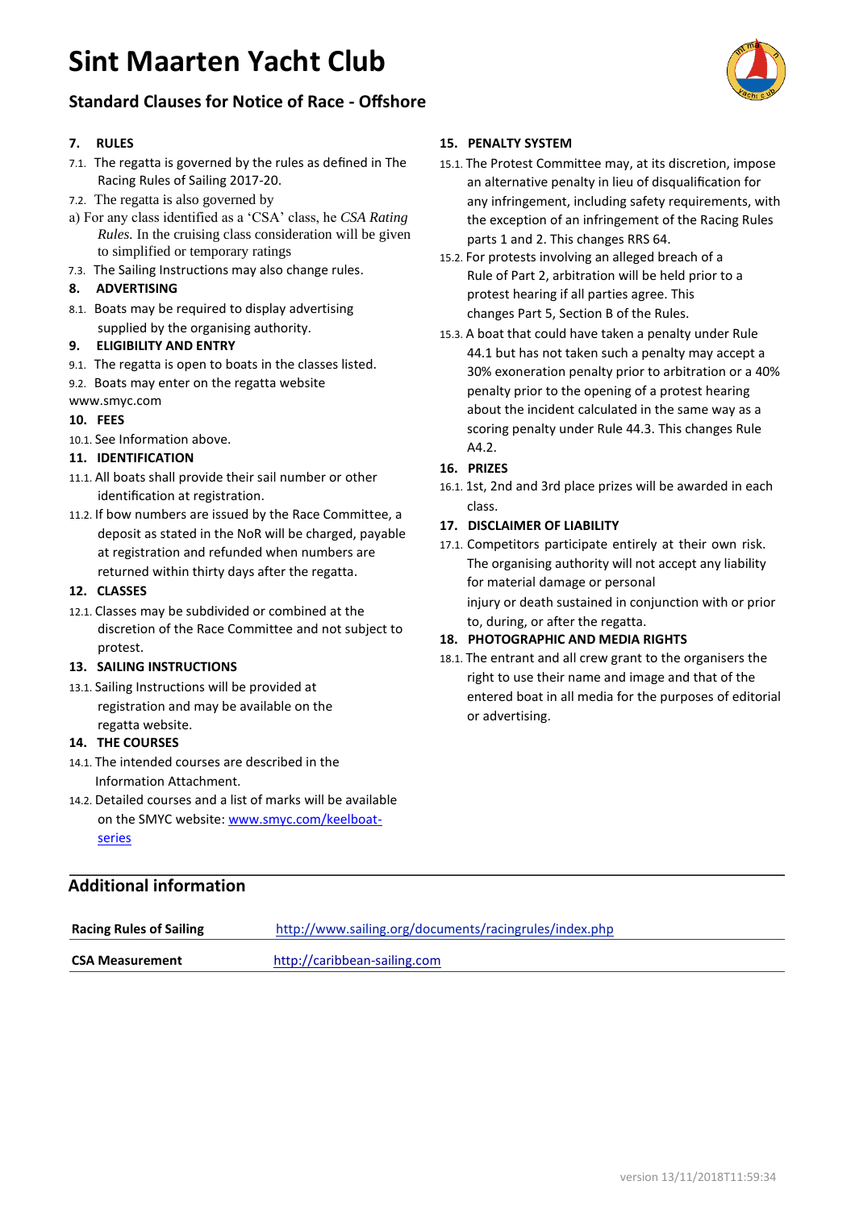# Sint Maarten Yacht Club

## Standard Clauses for Notice of Race - Offshore

**7. RULES**

7.1. The regatta is governed by the rules as defined in The Racing Rules of Sailing 2017-20.

7.2. The regatta is also governed by

a) For any class identified as a 'CSA' class, he *CSA Rating Rules.* In the cruising class consideration will be given to simplified or temporary ratings

7.3. The Sailing Instructions may also change rules.

**8. ADVERTISING**

8.1. Boats may be required to display advertising supplied by the organising authority.

**9. ELIGIBILITY AND ENTRY**

9.1. The regatta is open to boats in the classes listed.

9.2. Boats may enter on the regatta website www.smyc.com

**10. FEES**

10.1. See Information above.

**11. IDENTIFICATION**

11.1. All boats shall provide their sail number or other identification at registration.

11.2. If bow numbers are issued by the Race Committee, a deposit as stated in the NoR will be charged, payable at registration and refunded when numbers are returned within thirty days after the regatta.

**12. CLASSES**

12.1. Classes may be subdivided or combined at the discretion of the Race Committee and not subject to protest.

**13. SAILING INSTRUCTIONS**

13.1. Sailing Instructions will be provided at registration and may be available on the regatta website.

**14. THE COURSES**

14.1. The intended courses are described in the Information Attachment.

14.2. Detailed courses and a list of marks will be available on the SMYC website: www.smyc.com/keelboat-series

**15. PENALTY SYSTEM**

15.1. The Protest Committee may, at its discretion, impose an alternative penalty in lieu of disqualification for any infringement, including safety requirements, with the exception of an infringement of the Racing Rules parts 1 and 2. This changes RRS 64.

15.2. For protests involving an alleged breach of a Rule of Part 2, arbitration will be held prior to a protest hearing if all parties agree. This changes Part 5, Section B of the Rules.

15.3. A boat that could have taken a penalty under Rule 44.1 but has not taken such a penalty may accept a 30% exoneration penalty prior to arbitration or a 40% penalty prior to the opening of a protest hearing about the incident calculated in the same way as a scoring penalty under Rule 44.3. This changes Rule A4.2.

**16. PRIZES**

16.1. 1st, 2nd and 3rd place prizes will be awarded in each class.

**17. DISCLAIMER OF LIABILITY**

17.1. Competitors participate entirely at their own risk. The organising authority will not accept any liability for material damage or personal injury or death sustained in conjunction with or prior to, during, or after the regatta.

**18. PHOTOGRAPHIC AND MEDIA RIGHTS**

18.1. The entrant and all crew grant to the organisers the right to use their name and image and that of the entered boat in all media for the purposes of editorial or advertising.

## Additional information

| | |
|---|---|
| **Racing Rules of Sailing** | http://www.sailing.org/documents/racingrules/index.php |
| **CSA Measurement** | http://caribbean-sailing.com |

version 13/11/2018T11:59:34